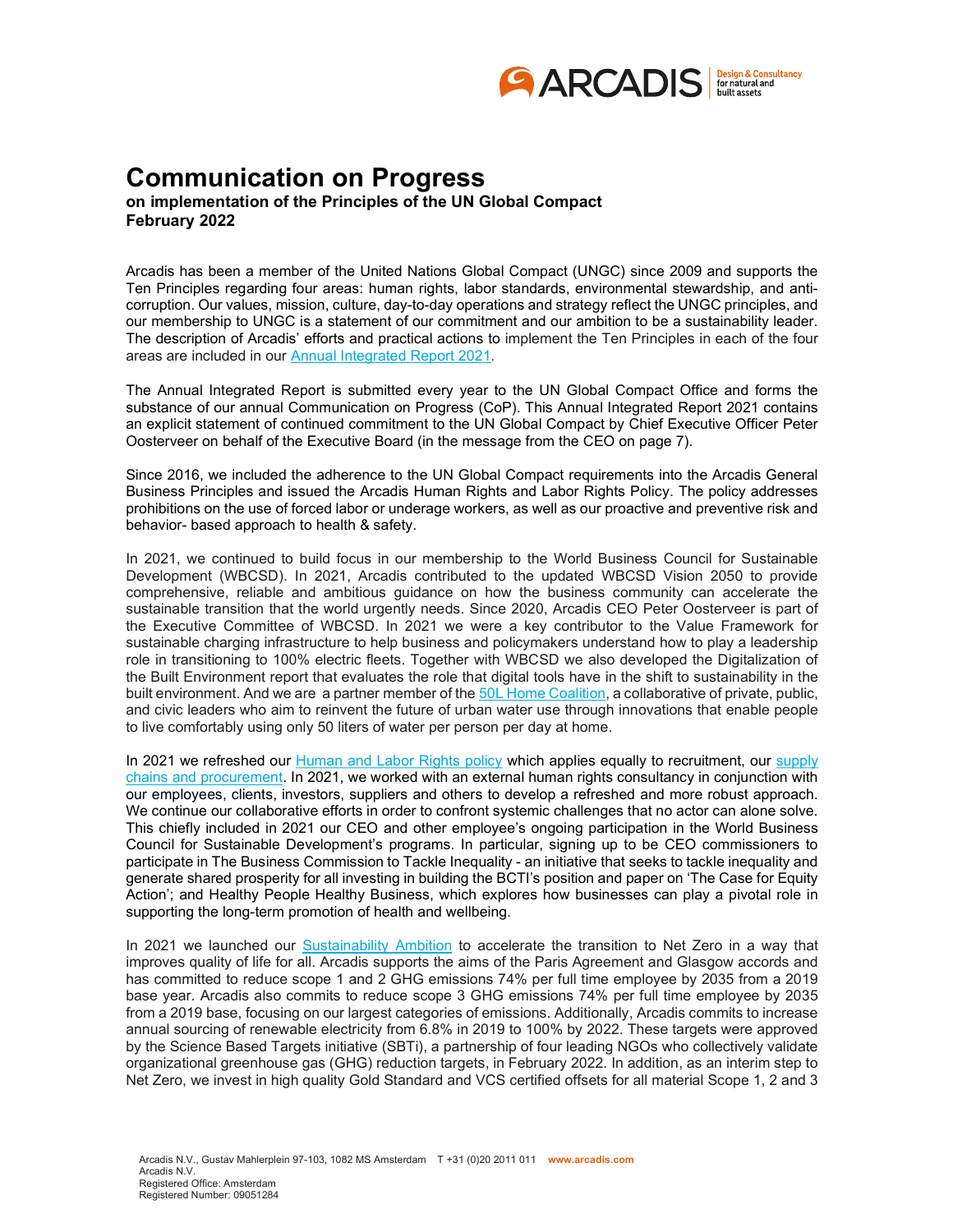# Communication on Progress

**on implementation of the Principles of the UN Global Compact**
**February 2022**

Arcadis has been a member of the United Nations Global Compact (UNGC) since 2009 and supports the Ten Principles regarding four areas: human rights, labor standards, environmental stewardship, and anti-corruption. Our values, mission, culture, day-to-day operations and strategy reflect the UNGC principles, and our membership to UNGC is a statement of our commitment and our ambition to be a sustainability leader. The description of Arcadis' efforts and practical actions to implement the Ten Principles in each of the four areas are included in our Annual Integrated Report 2021.

The Annual Integrated Report is submitted every year to the UN Global Compact Office and forms the substance of our annual Communication on Progress (CoP). This Annual Integrated Report 2021 contains an explicit statement of continued commitment to the UN Global Compact by Chief Executive Officer Peter Oosterveer on behalf of the Executive Board (in the message from the CEO on page 7).

Since 2016, we included the adherence to the UN Global Compact requirements into the Arcadis General Business Principles and issued the Arcadis Human Rights and Labor Rights Policy. The policy addresses prohibitions on the use of forced labor or underage workers, as well as our proactive and preventive risk and behavior- based approach to health & safety.

In 2021, we continued to build focus in our membership to the World Business Council for Sustainable Development (WBCSD). In 2021, Arcadis contributed to the updated WBCSD Vision 2050 to provide comprehensive, reliable and ambitious guidance on how the business community can accelerate the sustainable transition that the world urgently needs. Since 2020, Arcadis CEO Peter Oosterveer is part of the Executive Committee of WBCSD. In 2021 we were a key contributor to the Value Framework for sustainable charging infrastructure to help business and policymakers understand how to play a leadership role in transitioning to 100% electric fleets. Together with WBCSD we also developed the Digitalization of the Built Environment report that evaluates the role that digital tools have in the shift to sustainability in the built environment. And we are a partner member of the 50L Home Coalition, a collaborative of private, public, and civic leaders who aim to reinvent the future of urban water use through innovations that enable people to live comfortably using only 50 liters of water per person per day at home.

In 2021 we refreshed our Human and Labor Rights policy which applies equally to recruitment, our supply chains and procurement. In 2021, we worked with an external human rights consultancy in conjunction with our employees, clients, investors, suppliers and others to develop a refreshed and more robust approach. We continue our collaborative efforts in order to confront systemic challenges that no actor can alone solve. This chiefly included in 2021 our CEO and other employee's ongoing participation in the World Business Council for Sustainable Development's programs. In particular, signing up to be CEO commissioners to participate in The Business Commission to Tackle Inequality - an initiative that seeks to tackle inequality and generate shared prosperity for all investing in building the BCTI's position and paper on 'The Case for Equity Action'; and Healthy People Healthy Business, which explores how businesses can play a pivotal role in supporting the long-term promotion of health and wellbeing.

In 2021 we launched our Sustainability Ambition to accelerate the transition to Net Zero in a way that improves quality of life for all. Arcadis supports the aims of the Paris Agreement and Glasgow accords and has committed to reduce scope 1 and 2 GHG emissions 74% per full time employee by 2035 from a 2019 base year. Arcadis also commits to reduce scope 3 GHG emissions 74% per full time employee by 2035 from a 2019 base, focusing on our largest categories of emissions. Additionally, Arcadis commits to increase annual sourcing of renewable electricity from 6.8% in 2019 to 100% by 2022. These targets were approved by the Science Based Targets initiative (SBTi), a partnership of four leading NGOs who collectively validate organizational greenhouse gas (GHG) reduction targets, in February 2022. In addition, as an interim step to Net Zero, we invest in high quality Gold Standard and VCS certified offsets for all material Scope 1, 2 and 3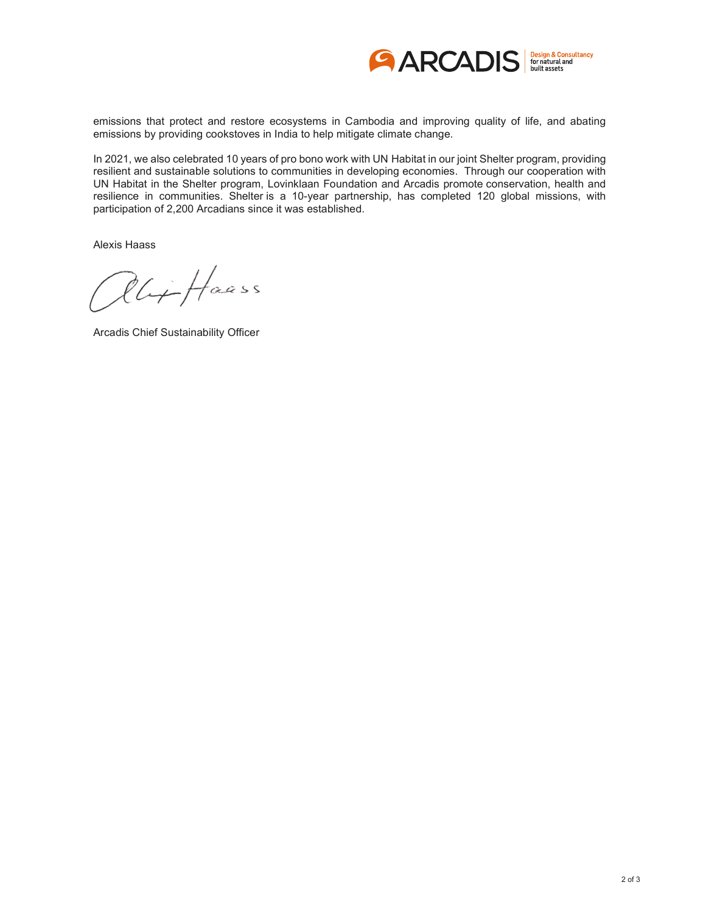emissions that protect and restore ecosystems in Cambodia and improving quality of life, and abating emissions by providing cookstoves in India to help mitigate climate change.

In 2021, we also celebrated 10 years of pro bono work with UN Habitat in our joint Shelter program, providing resilient and sustainable solutions to communities in developing economies. Through our cooperation with UN Habitat in the Shelter program, Lovinklaan Foundation and Arcadis promote conservation, health and resilience in communities. Shelter is a 10-year partnership, has completed 120 global missions, with participation of 2,200 Arcadians since it was established.

Alexis Haass

Arcadis Chief Sustainability Officer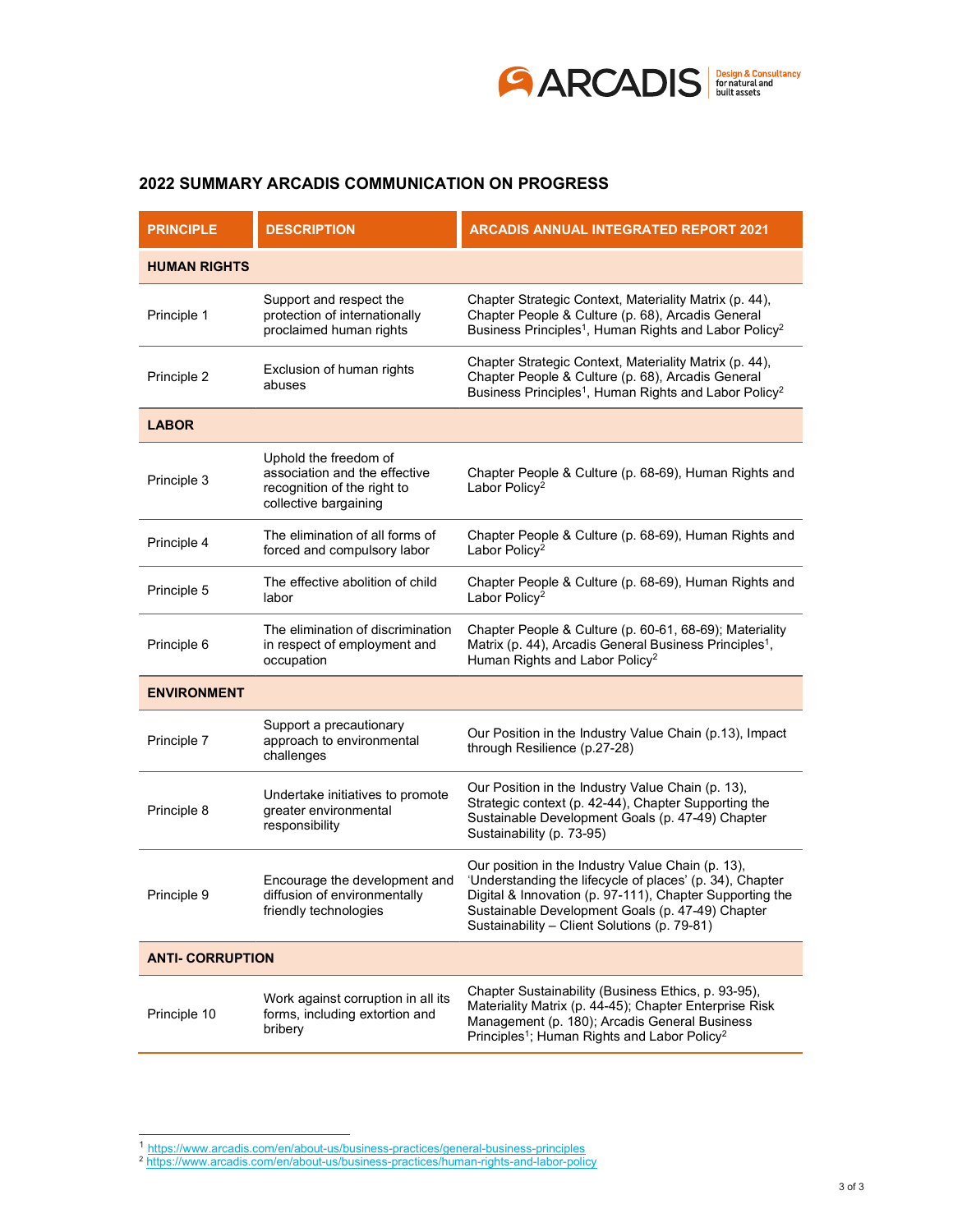## 2022 SUMMARY ARCADIS COMMUNICATION ON PROGRESS

| PRINCIPLE | DESCRIPTION | ARCADIS ANNUAL INTEGRATED REPORT 2021 |
|---|---|---|
| **HUMAN RIGHTS** | | |
| Principle 1 | Support and respect the protection of internationally proclaimed human rights | Chapter Strategic Context, Materiality Matrix (p. 44), Chapter People & Culture (p. 68), Arcadis General Business Principles[1], Human Rights and Labor Policy[2] |
| Principle 2 | Exclusion of human rights abuses | Chapter Strategic Context, Materiality Matrix (p. 44), Chapter People & Culture (p. 68), Arcadis General Business Principles[1], Human Rights and Labor Policy[2] |
| **LABOR** | | |
| Principle 3 | Uphold the freedom of association and the effective recognition of the right to collective bargaining | Chapter People & Culture (p. 68-69), Human Rights and Labor Policy[2] |
| Principle 4 | The elimination of all forms of forced and compulsory labor | Chapter People & Culture (p. 68-69), Human Rights and Labor Policy[2] |
| Principle 5 | The effective abolition of child labor | Chapter People & Culture (p. 68-69), Human Rights and Labor Policy[2] |
| Principle 6 | The elimination of discrimination in respect of employment and occupation | Chapter People & Culture (p. 60-61, 68-69); Materiality Matrix (p. 44), Arcadis General Business Principles[1], Human Rights and Labor Policy[2] |
| **ENVIRONMENT** | | |
| Principle 7 | Support a precautionary approach to environmental challenges | Our Position in the Industry Value Chain (p.13), Impact through Resilience (p.27-28) |
| Principle 8 | Undertake initiatives to promote greater environmental responsibility | Our Position in the Industry Value Chain (p. 13), Strategic context (p. 42-44), Chapter Supporting the Sustainable Development Goals (p. 47-49) Chapter Sustainability (p. 73-95) |
| Principle 9 | Encourage the development and diffusion of environmentally friendly technologies | Our position in the Industry Value Chain (p. 13), 'Understanding the lifecycle of places' (p. 34), Chapter Digital & Innovation (p. 97-111), Chapter Supporting the Sustainable Development Goals (p. 47-49) Chapter Sustainability – Client Solutions (p. 79-81) |
| **ANTI- CORRUPTION** | | |
| Principle 10 | Work against corruption in all its forms, including extortion and bribery | Chapter Sustainability (Business Ethics, p. 93-95), Materiality Matrix (p. 44-45); Chapter Enterprise Risk Management (p. 180); Arcadis General Business Principles[1]; Human Rights and Labor Policy[2] |

[1] https://www.arcadis.com/en/about-us/business-practices/general-business-principles

[2] https://www.arcadis.com/en/about-us/business-practices/human-rights-and-labor-policy